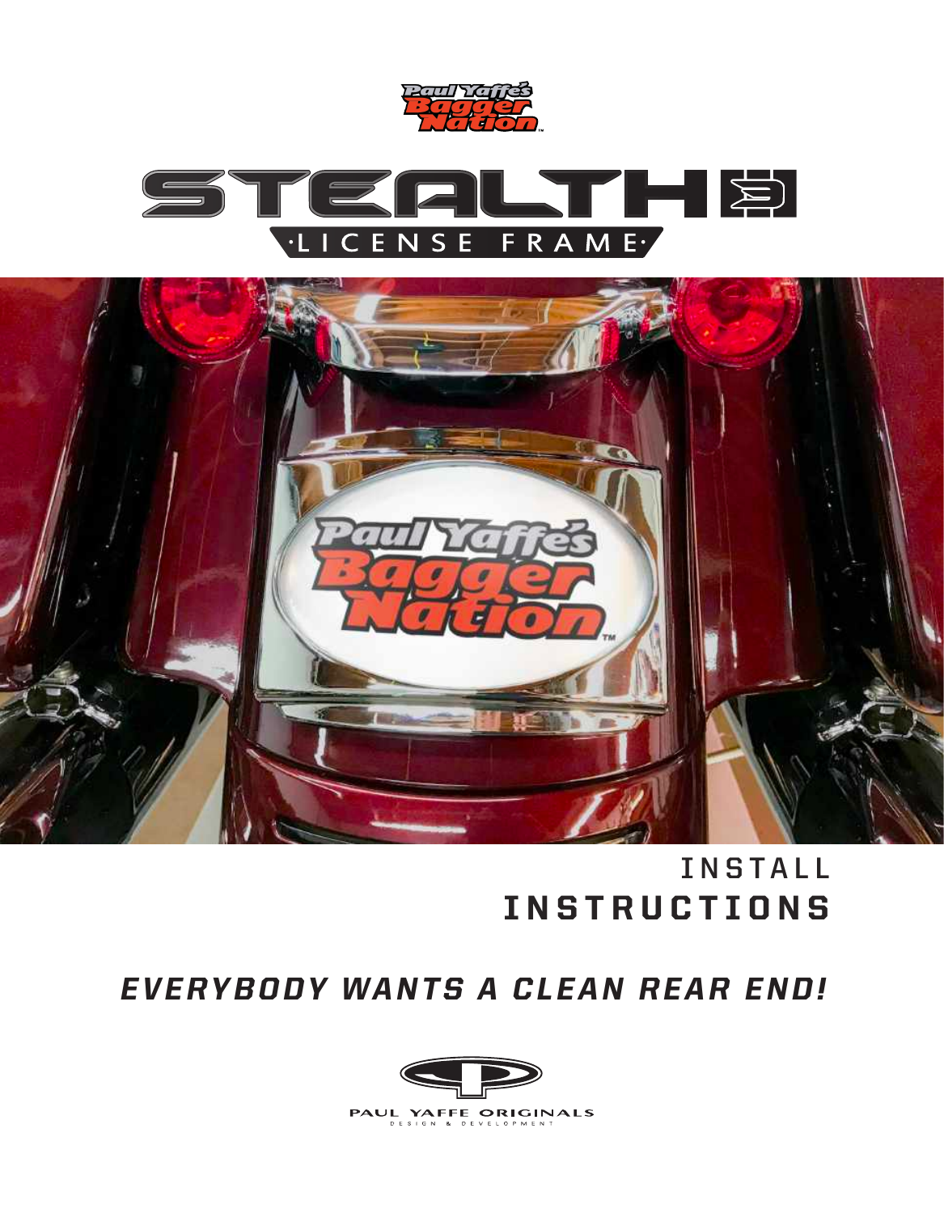Paul Yaffe's Bagger Nation™

# STEALTH 3

## ·LICENSE FRAME·

# INSTALL INSTRUCTIONS

***EVERYBODY WANTS A CLEAN REAR END!***

PAUL YAFFE ORIGINALS
DESIGN & DEVELOPMENT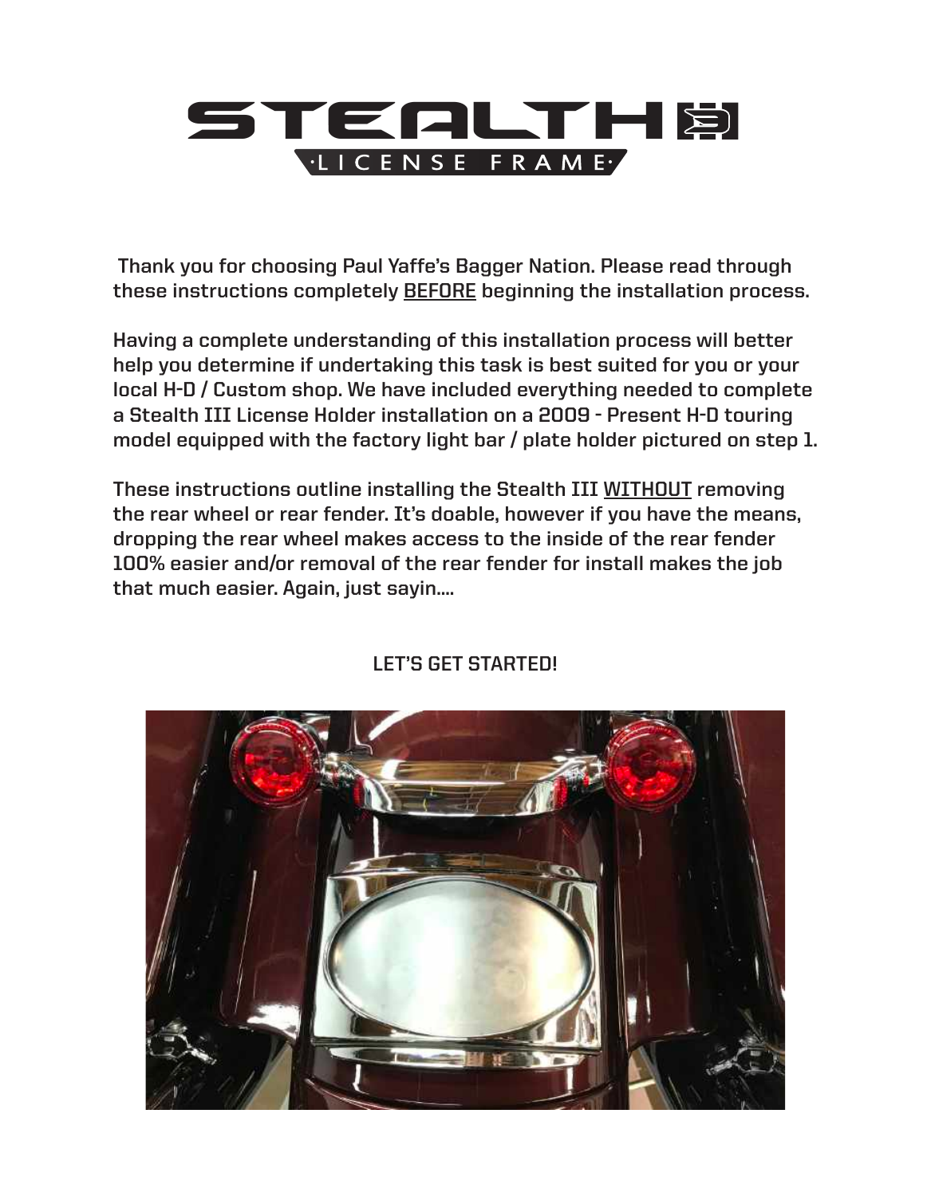# STEALTH III

## LICENSE FRAME

Thank you for choosing Paul Yaffe's Bagger Nation. Please read through these instructions completely BEFORE beginning the installation process.

Having a complete understanding of this installation process will better help you determine if undertaking this task is best suited for you or your local H-D / Custom shop. We have included everything needed to complete a Stealth III License Holder installation on a 2009 - Present H-D touring model equipped with the factory light bar / plate holder pictured on step 1.

These instructions outline installing the Stealth III WITHOUT removing the rear wheel or rear fender. It's doable, however if you have the means, dropping the rear wheel makes access to the inside of the rear fender 100% easier and/or removal of the rear fender for install makes the job that much easier. Again, just sayin....

**LET'S GET STARTED!**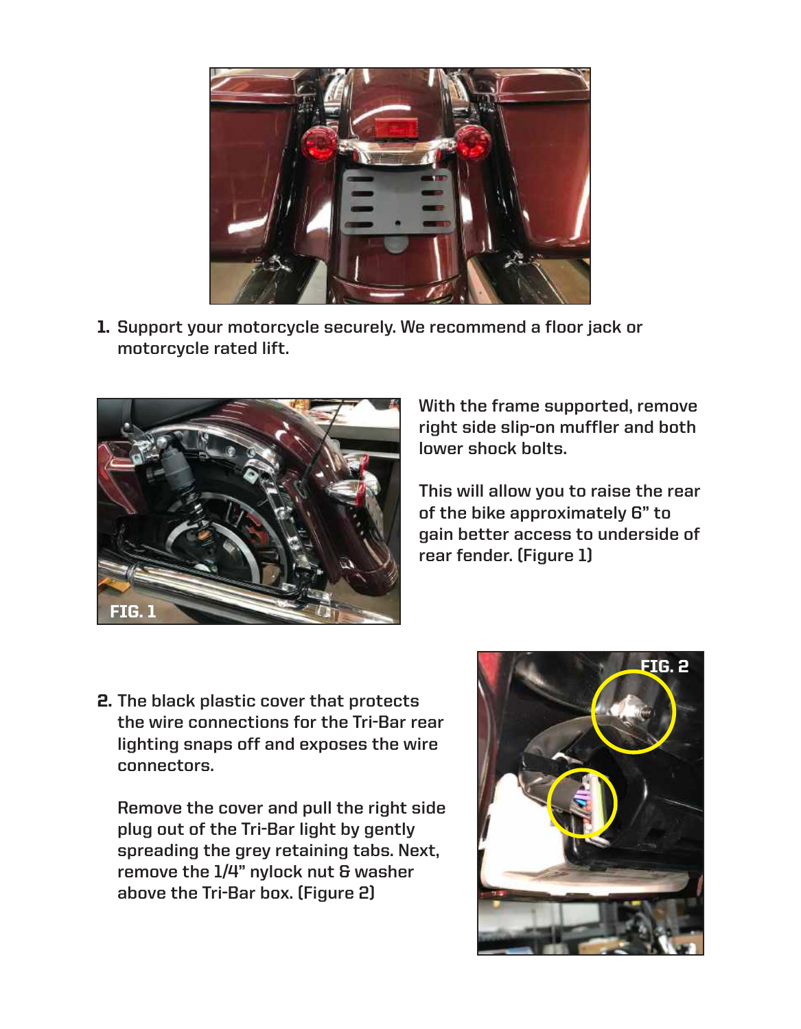1. Support your motorcycle securely. We recommend a floor jack or motorcycle rated lift.

With the frame supported, remove right side slip-on muffler and both lower shock bolts.

This will allow you to raise the rear of the bike approximately 6" to gain better access to underside of rear fender. (Figure 1)

FIG. 1

2. The black plastic cover that protects the wire connections for the Tri-Bar rear lighting snaps off and exposes the wire connectors.

   Remove the cover and pull the right side plug out of the Tri-Bar light by gently spreading the grey retaining tabs. Next, remove the 1/4" nylock nut & washer above the Tri-Bar box. (Figure 2)

FIG. 2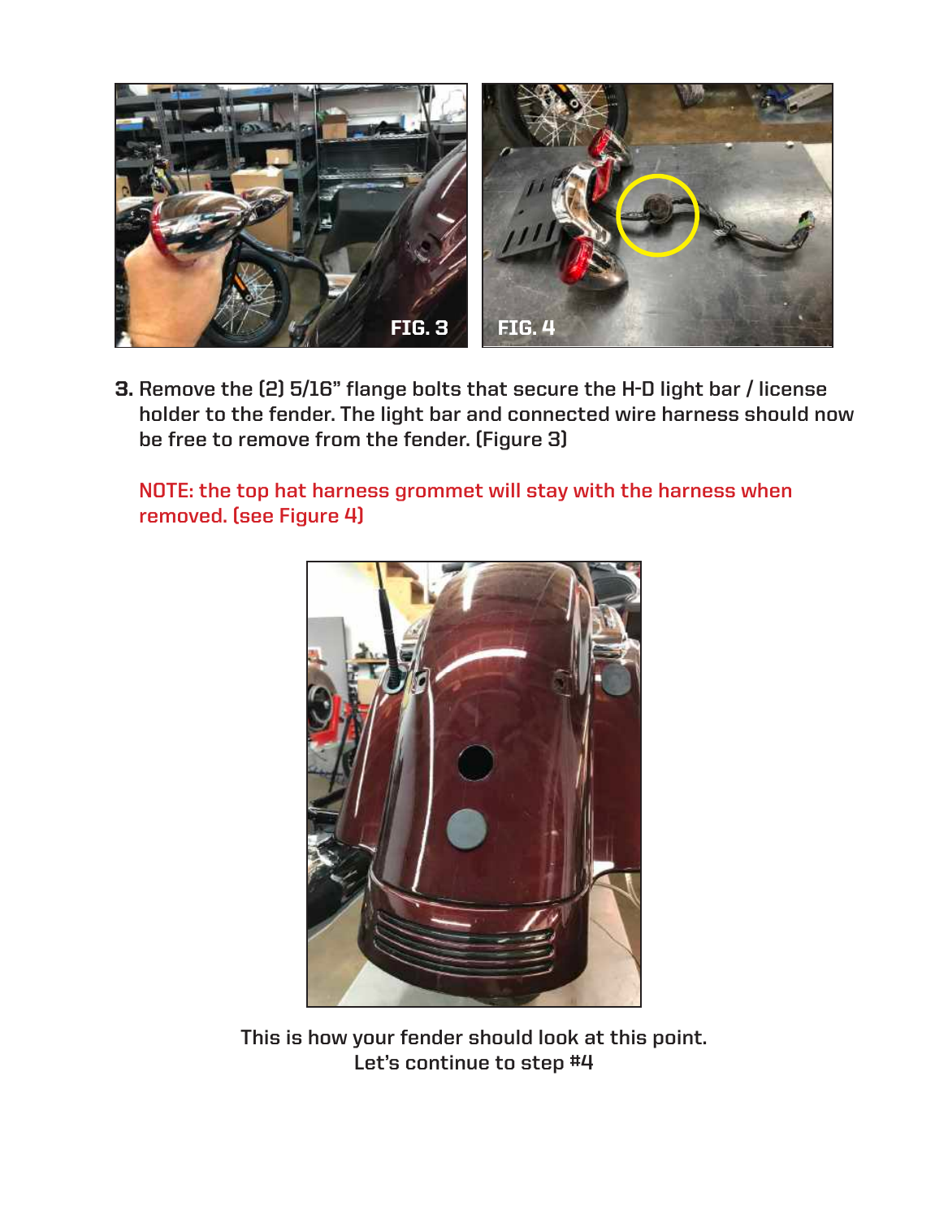FIG. 3

FIG. 4

**3.** Remove the (2) 5/16" flange bolts that secure the H-D light bar / license holder to the fender. The light bar and connected wire harness should now be free to remove from the fender. (Figure 3)

NOTE: the top hat harness grommet will stay with the harness when removed. (see Figure 4)

This is how your fender should look at this point.
Let's continue to step #4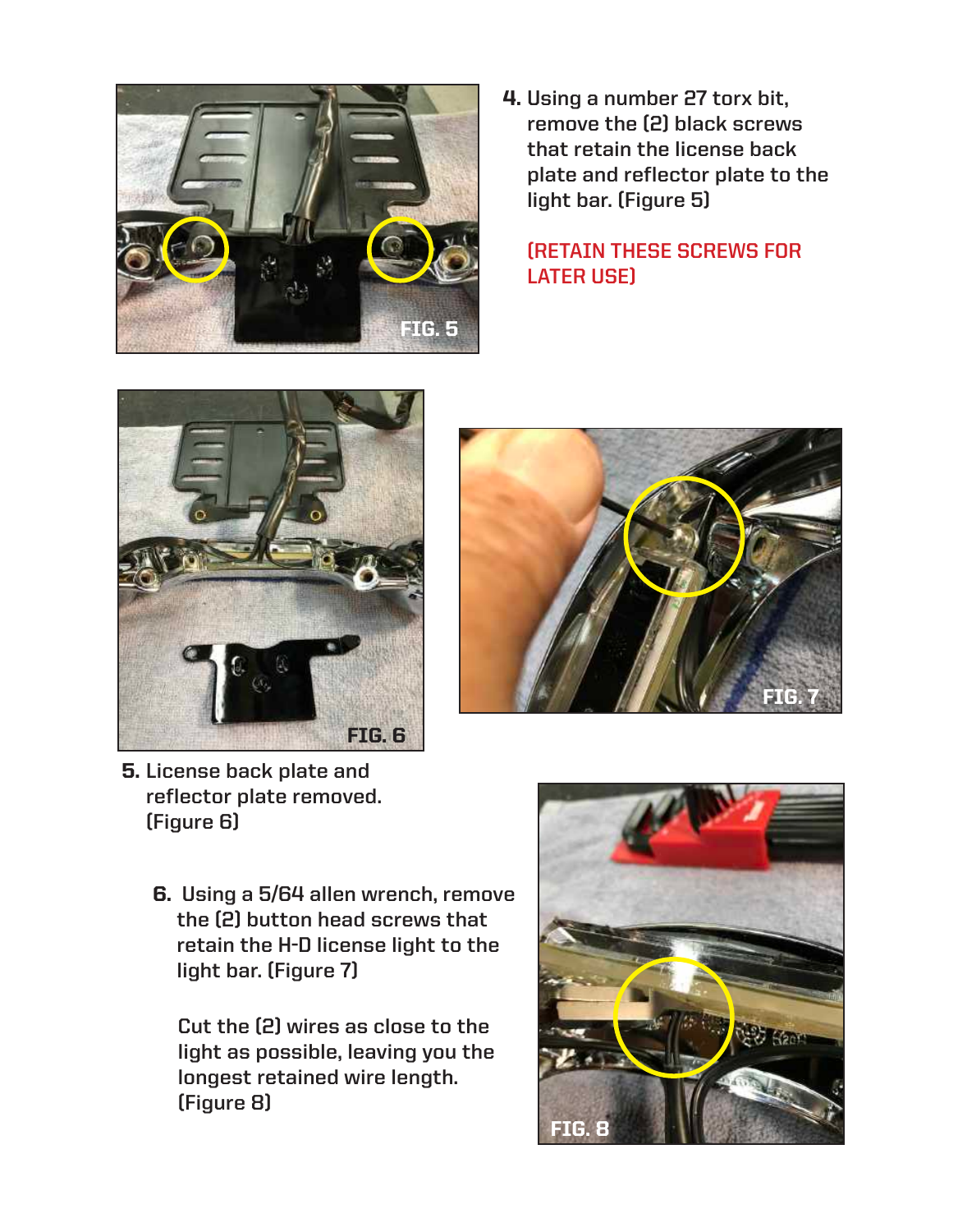4. Using a number 27 torx bit, remove the (2) black screws that retain the license back plate and reflector plate to the light bar. (Figure 5)

   **(RETAIN THESE SCREWS FOR LATER USE)**

FIG. 5

FIG. 6

FIG. 7

5. License back plate and reflector plate removed. (Figure 6)

6. Using a 5/64 allen wrench, remove the (2) button head screws that retain the H-D license light to the light bar. (Figure 7)

   Cut the (2) wires as close to the light as possible, leaving you the longest retained wire length. (Figure 8)

FIG. 8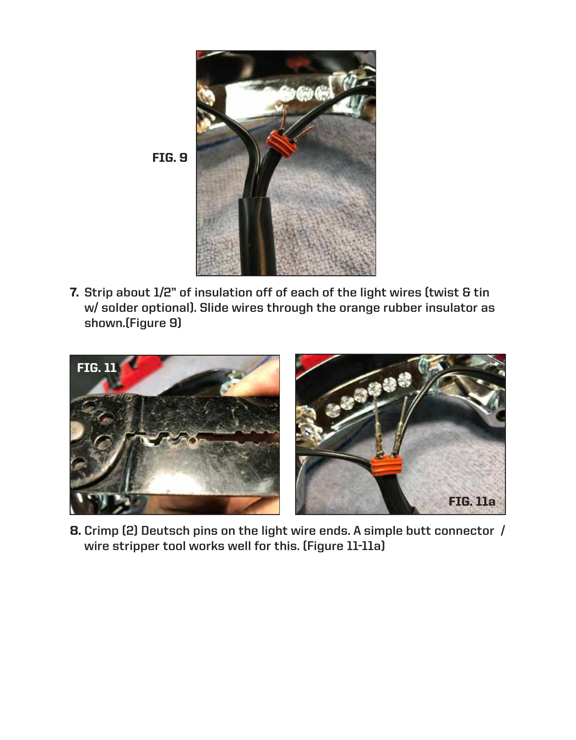FIG. 9

7. Strip about 1/2" of insulation off of each of the light wires (twist & tin w/ solder optional). Slide wires through the orange rubber insulator as shown.(Figure 9)

FIG. 11

FIG. 11a

8. Crimp (2) Deutsch pins on the light wire ends. A simple butt connector / wire stripper tool works well for this. (Figure 11-11a)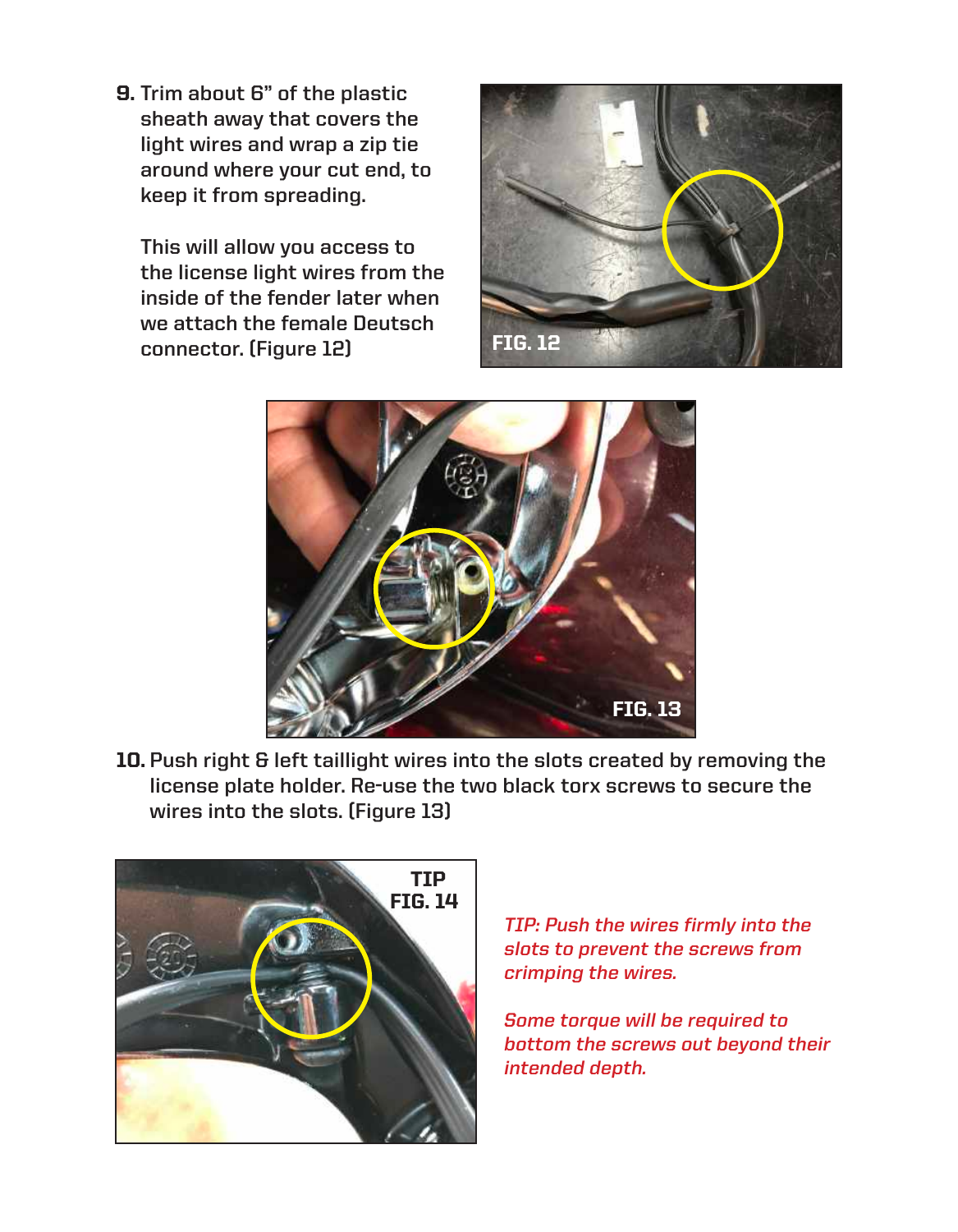9. Trim about 6" of the plastic sheath away that covers the light wires and wrap a zip tie around where your cut end, to keep it from spreading.

   This will allow you access to the license light wires from the inside of the fender later when we attach the female Deutsch connector. (Figure 12)

FIG. 12

FIG. 13

10. Push right & left taillight wires into the slots created by removing the license plate holder. Re-use the two black torx screws to secure the wires into the slots. (Figure 13)

TIP FIG. 14

*TIP: Push the wires firmly into the slots to prevent the screws from crimping the wires.*

*Some torque will be required to bottom the screws out beyond their intended depth.*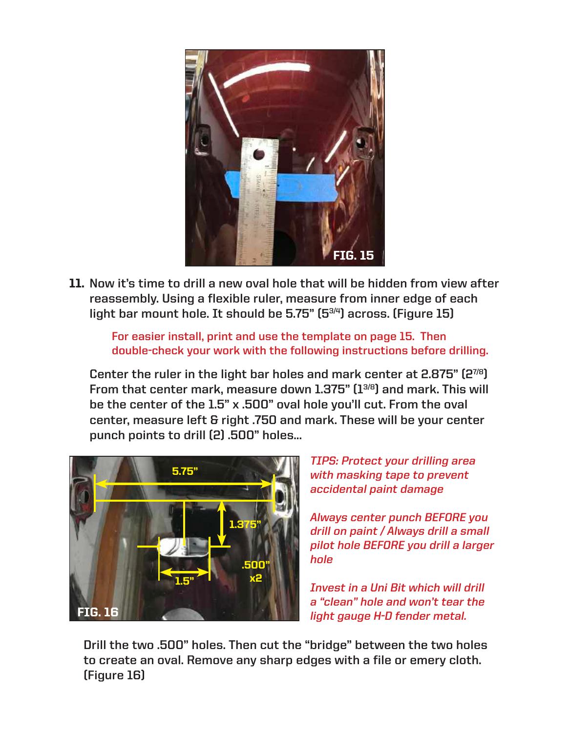FIG. 15

11. Now it's time to drill a new oval hole that will be hidden from view after reassembly. Using a flexible ruler, measure from inner edge of each light bar mount hole. It should be 5.75" (5 3/4) across. (Figure 15)

    For easier install, print and use the template on page 15. Then double-check your work with the following instructions before drilling.

    Center the ruler in the light bar holes and mark center at 2.875" (2 7/8) From that center mark, measure down 1.375" (1 3/8) and mark. This will be the center of the 1.5" x .500" oval hole you'll cut. From the oval center, measure left & right .750 and mark. These will be your center punch points to drill (2) .500" holes...

FIG. 16

*TIPS: Protect your drilling area with masking tape to prevent accidental paint damage*

*Always center punch BEFORE you drill on paint / Always drill a small pilot hole BEFORE you drill a larger hole*

*Invest in a Uni Bit which will drill a "clean" hole and won't tear the light gauge H-D fender metal.*

Drill the two .500" holes. Then cut the "bridge" between the two holes to create an oval. Remove any sharp edges with a file or emery cloth. (Figure 16)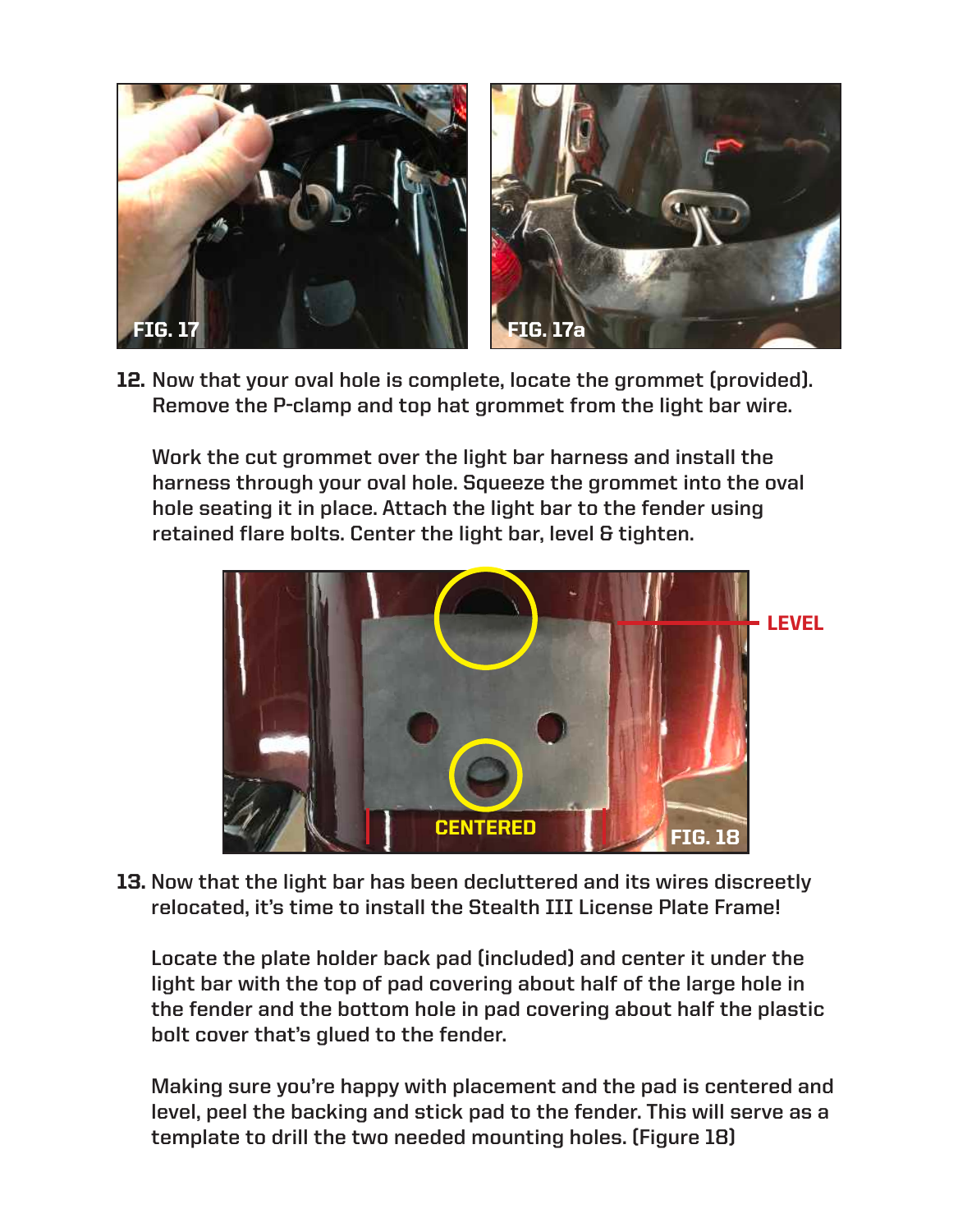FIG. 17

FIG. 17a

**12.** Now that your oval hole is complete, locate the grommet (provided). Remove the P-clamp and top hat grommet from the light bar wire.

Work the cut grommet over the light bar harness and install the harness through your oval hole. Squeeze the grommet into the oval hole seating it in place. Attach the light bar to the fender using retained flare bolts. Center the light bar, level & tighten.

LEVEL

CENTERED

FIG. 18

**13.** Now that the light bar has been decluttered and its wires discreetly relocated, it's time to install the Stealth III License Plate Frame!

Locate the plate holder back pad (included) and center it under the light bar with the top of pad covering about half of the large hole in the fender and the bottom hole in pad covering about half the plastic bolt cover that's glued to the fender.

Making sure you're happy with placement and the pad is centered and level, peel the backing and stick pad to the fender. This will serve as a template to drill the two needed mounting holes. (Figure 18)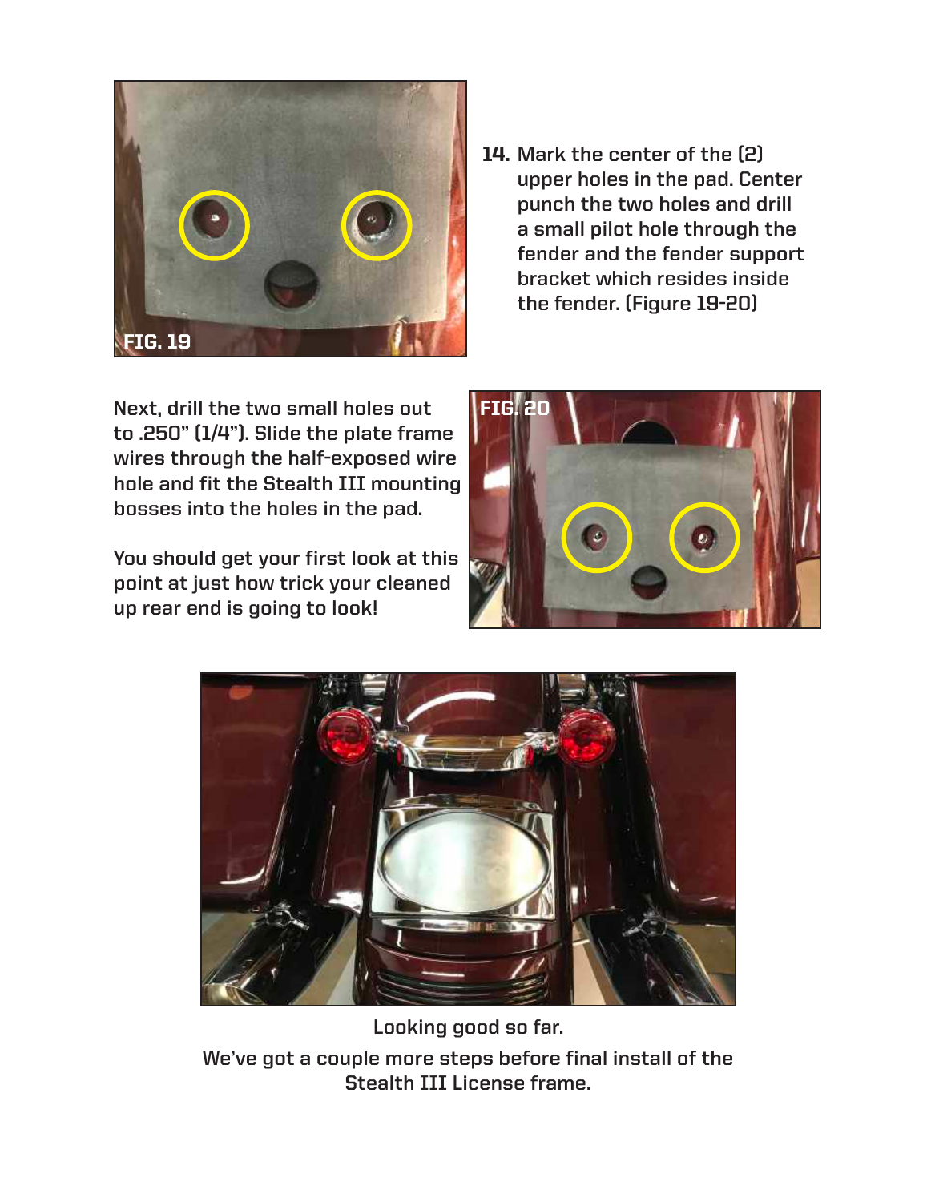FIG. 19

14. Mark the center of the the (2) upper holes in the pad. Center punch the two holes and drill a small pilot hole through the fender and the fender support bracket which resides inside the fender. (Figure 19-20)

Next, drill the two small holes out to .250" (1/4"). Slide the plate frame wires through the half-exposed wire hole and fit the Stealth III mounting bosses into the holes in the pad.

You should get your first look at this point at just how trick your cleaned up rear end is going to look!

FIG. 20

Looking good so far.

We've got a couple more steps before final install of the Stealth III License frame.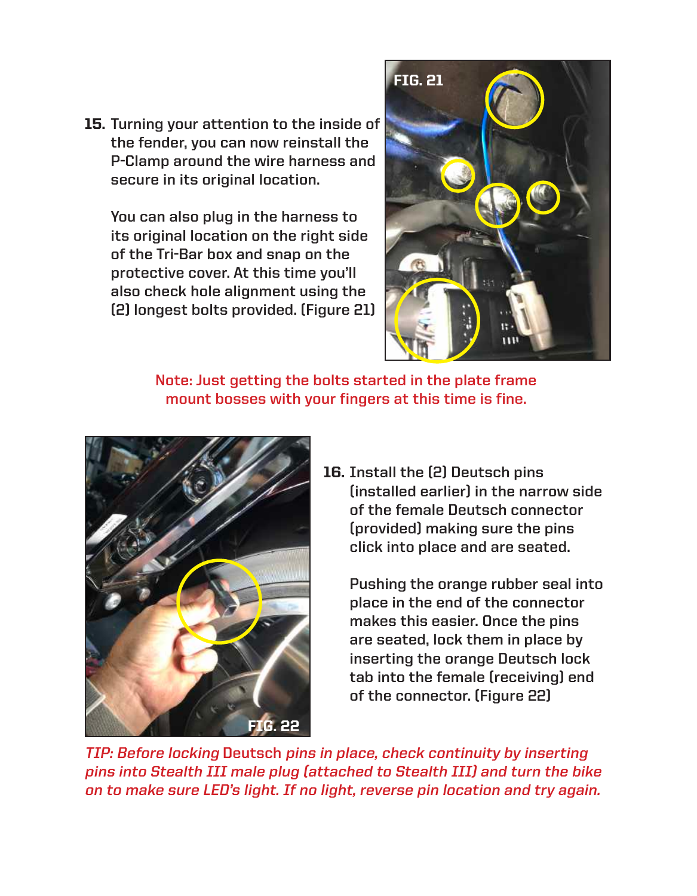**15.** Turning your attention to the inside of the fender, you can now reinstall the P-Clamp around the wire harness and secure in its original location.

You can also plug in the harness to its original location on the right side of the Tri-Bar box and snap on the protective cover. At this time you'll also check hole alignment using the (2) longest bolts provided. (Figure 21)

FIG. 21

**Note: Just getting the bolts started in the plate frame mount bosses with your fingers at this time is fine.**

FIG. 22

**16.** Install the (2) Deutsch pins (installed earlier) in the narrow side of the female Deutsch connector (provided) making sure the pins click into place and are seated.

Pushing the orange rubber seal into place in the end of the connector makes this easier. Once the pins are seated, lock them in place by inserting the orange Deutsch lock tab into the female (receiving) end of the connector. (Figure 22)

*TIP: Before locking* Deutsch *pins in place, check continuity by inserting pins into Stealth III male plug (attached to Stealth III) and turn the bike on to make sure LED's light. If no light, reverse pin location and try again.*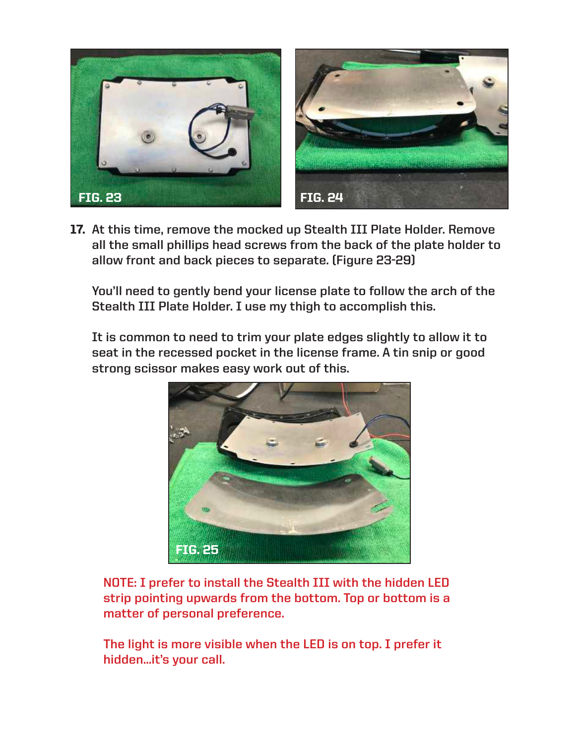FIG. 23

FIG. 24

**17.** At this time, remove the mocked up Stealth III Plate Holder. Remove all the small phillips head screws from the back of the plate holder to allow front and back pieces to separate. (Figure 23-29)

You'll need to gently bend your license plate to follow the arch of the Stealth III Plate Holder. I use my thigh to accomplish this.

It is common to need to trim your plate edges slightly to allow it to seat in the recessed pocket in the license frame. A tin snip or good strong scissor makes easy work out of this.

FIG. 25

NOTE: I prefer to install the Stealth III with the hidden LED strip pointing upwards from the bottom. Top or bottom is a matter of personal preference.

The light is more visible when the LED is on top. I prefer it hidden…it's your call.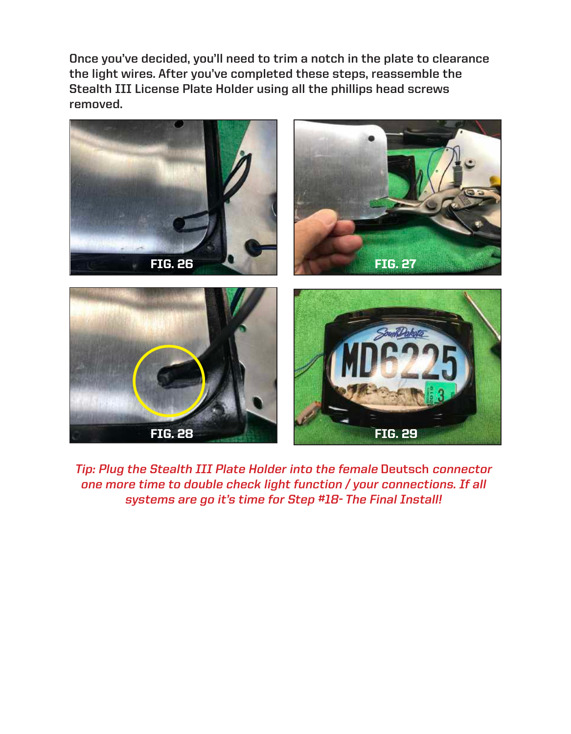**Once you've decided, you'll need to trim a notch in the plate to clearance the light wires. After you've completed these steps, reassemble the Stealth III License Plate Holder using all the phillips head screws removed.**

FIG. 26

FIG. 27

FIG. 28

FIG. 29

*Tip: Plug the Stealth III Plate Holder into the female* Deutsch *connector one more time to double check light function / your connections. If all systems are go it's time for Step #18- The Final Install!*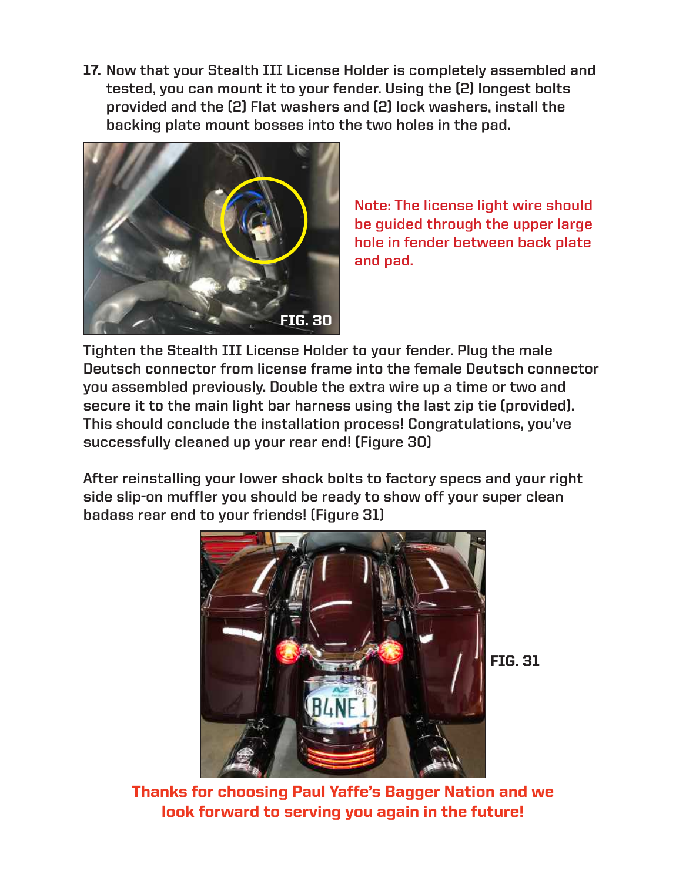**17.** Now that your Stealth III License Holder is completely assembled and tested, you can mount it to your fender. Using the (2) longest bolts provided and the (2) Flat washers and (2) lock washers, install the backing plate mount bosses into the two holes in the pad.

FIG. 30

Note: The license light wire should be guided through the upper large hole in fender between back plate and pad.

Tighten the Stealth III License Holder to your fender. Plug the male Deutsch connector from license frame into the female Deutsch connector you assembled previously. Double the extra wire up a time or two and secure it to the main light bar harness using the last zip tie (provided). This should conclude the installation process! Congratulations, you've successfully cleaned up your rear end! (Figure 30)

After reinstalling your lower shock bolts to factory specs and your right side slip-on muffler you should be ready to show off your super clean badass rear end to your friends! (Figure 31)

FIG. 31

**Thanks for choosing Paul Yaffe's Bagger Nation and we look forward to serving you again in the future!**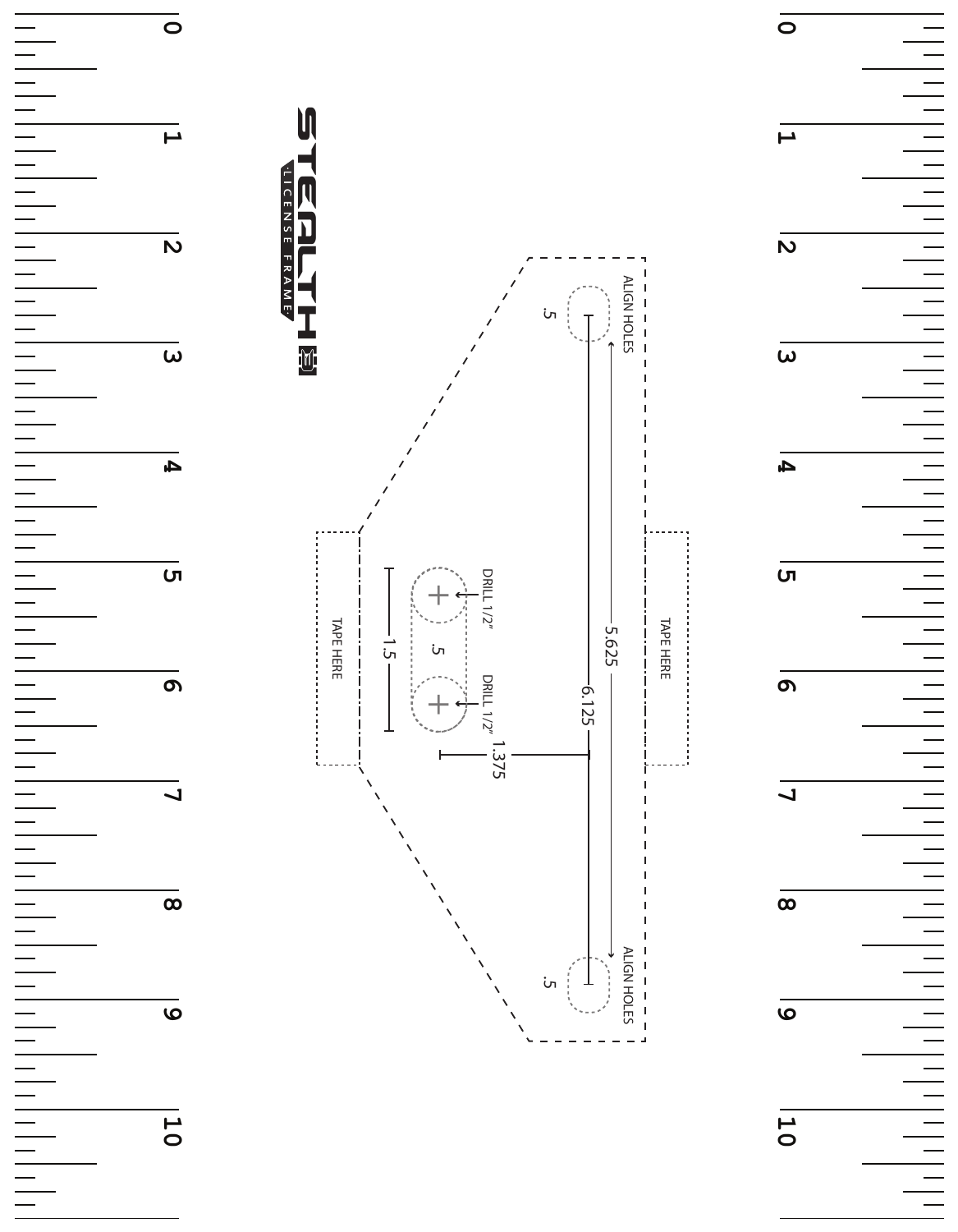STEALTH LICENSE FRAME

ALIGN HOLES

.5

5.625

6.125

ALIGN HOLES

.5

TAPE HERE

TAPE HERE

DRILL 1/2"

DRILL 1/2"

.5

1.5

1.375

0 1 2 3 4 5 6 7 8 9 10

0 1 2 3 4 5 6 7 8 9 10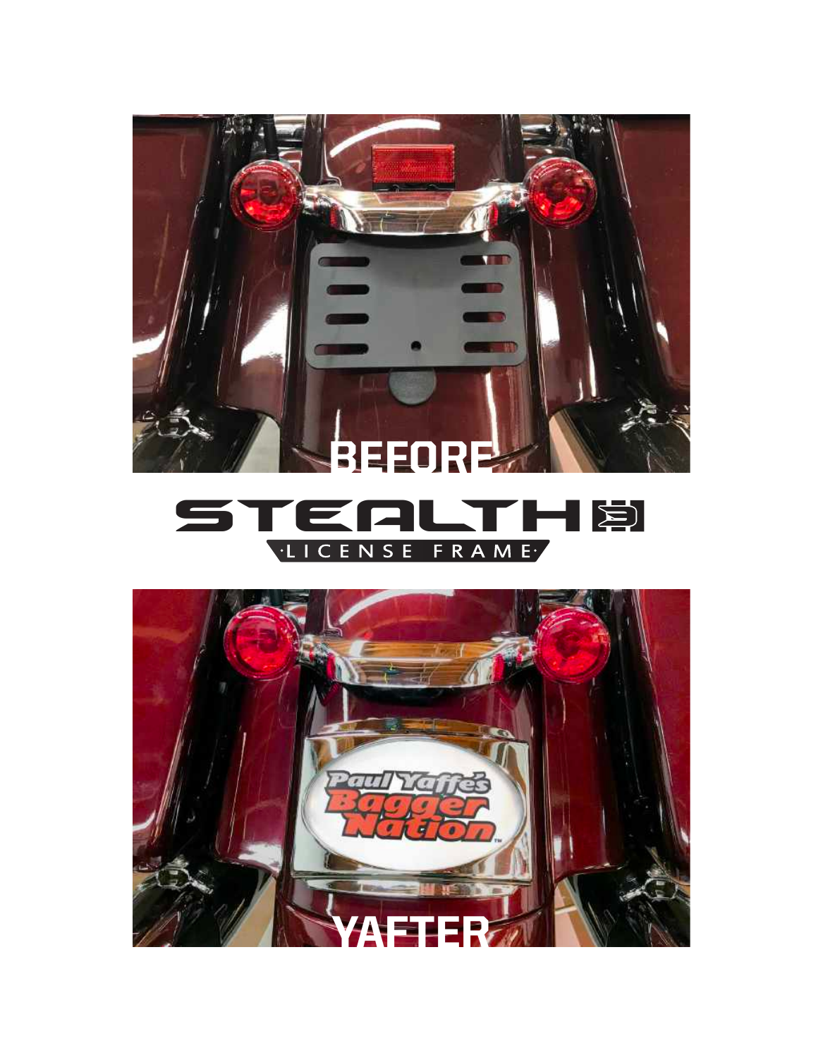BEFORE

STEALTH

·LICENSE FRAME·

YAFTER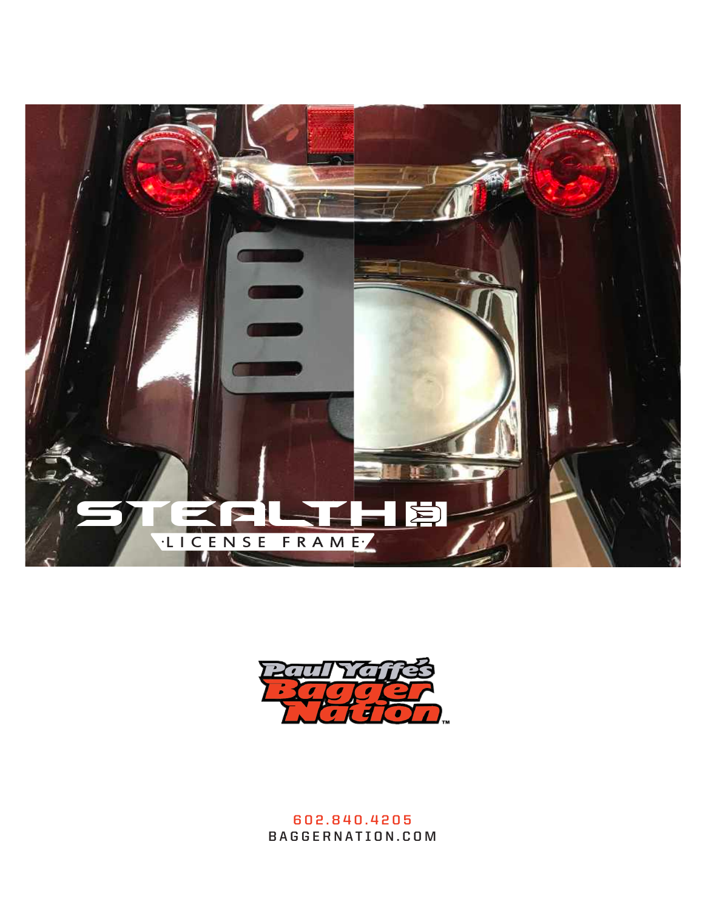STEALTH

·LICENSE FRAME·

Paul Yaffe's Bagger Nation™

602.840.4205

BAGGERNATION.COM